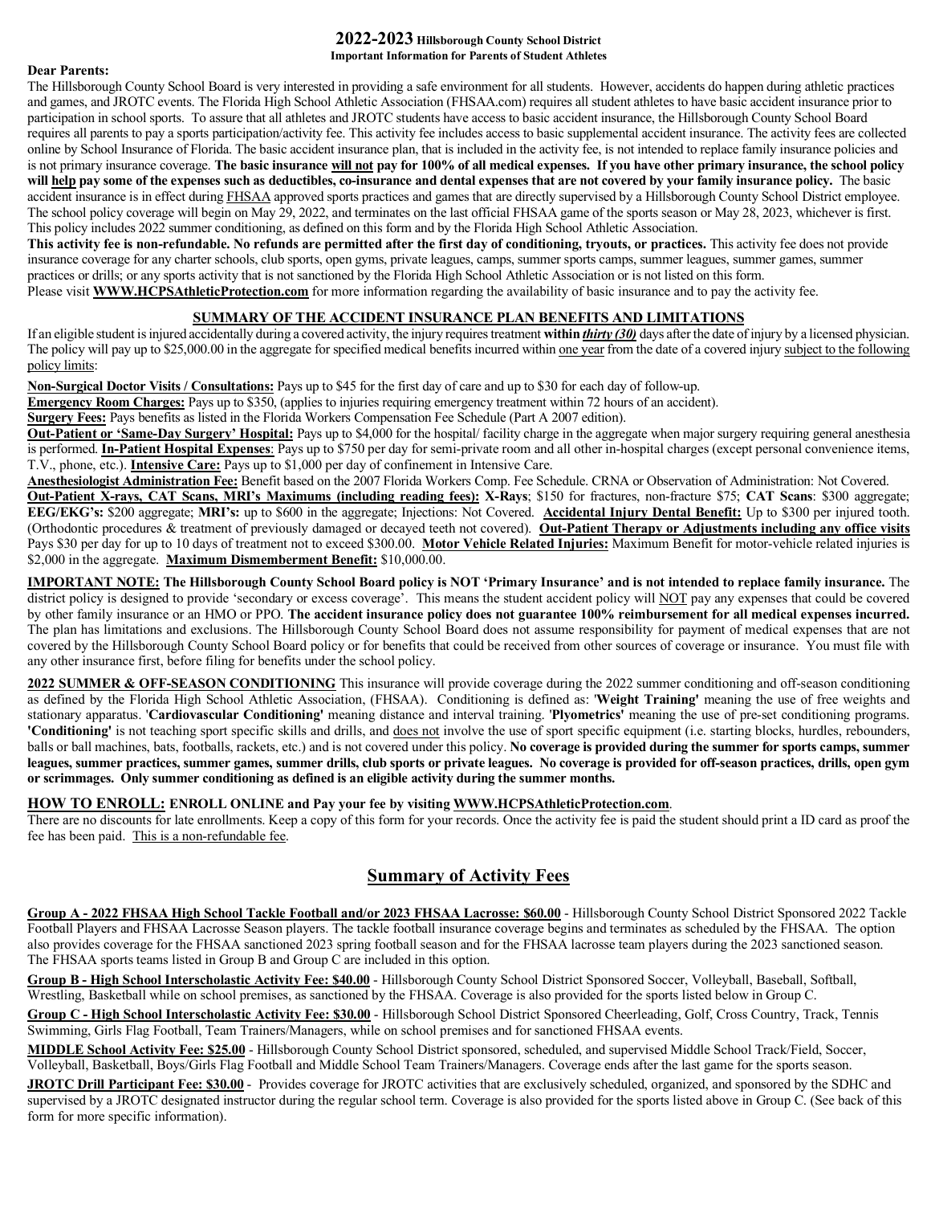# 2022-2023 Hillsborough County School District

**Important Information for Parents of Student Athletes**

**Dear Parents:**

The Hillsborough County School Board is very interested in providing a safe environment for all students. However, accidents do happen during athletic practices and games, and JROTC events. The Florida High School Athletic Association (FHSAA.com) requires all student athletes to have basic accident insurance prior to participation in school sports. To assure that all athletes and JROTC students have access to basic accident insurance, the Hillsborough County School Board requires all parents to pay a sports participation/activity fee. This activity fee includes access to basic supplemental accident insurance. The activity fees are collected online by School Insurance of Florida. The basic accident insurance plan, that is included in the activity fee, is not intended to replace family insurance policies and is not primary insurance coverage. **The basic insurance <u>will not</u> pay for 100% of all medical expenses. If you have other primary insurance, the school policy will <u>help</u> pay some of the expenses such as deductibles, co-insurance and dental expenses that are not covered by your family insurance policy.** The basic accident insurance is in effect during <u>FHSAA</u> approved sports practices and games that are directly supervised by a Hillsborough County School District employee. The school policy coverage will begin on May 29, 2022, and terminates on the last official FHSAA game of the sports season or May 28, 2023, whichever is first. This policy includes 2022 summer conditioning, as defined on this form and by the Florida High School Athletic Association.

**This activity fee is non-refundable. No refunds are permitted after the first day of conditioning, tryouts, or practices.** This activity fee does not provide insurance coverage for any charter schools, club sports, open gyms, private leagues, camps, summer sports camps, summer leagues, summer games, summer practices or drills; or any sports activity that is not sanctioned by the Florida High School Athletic Association or is not listed on this form.

Please visit **<u>WWW.HCPSAthleticProtection.com</u>** for more information regarding the availability of basic insurance and to pay the activity fee.

## <u>SUMMARY OF THE ACCIDENT INSURANCE PLAN BENEFITS AND LIMITATIONS</u>

If an eligible student is injured accidentally during a covered activity, the injury requires treatment **within *<u>thirty (30)</u>*** days after the date of injury by a licensed physician. The policy will pay up to $25,000.00 in the aggregate for specified medical benefits incurred within <u>one year</u> from the date of a covered injury <u>subject to the following policy limits</u>:

**<u>Non-Surgical Doctor Visits / Consultations:</u>** Pays up to $45 for the first day of care and up to $30 for each day of follow-up.

**<u>Emergency Room Charges:</u>** Pays up to $350, (applies to injuries requiring emergency treatment within 72 hours of an accident).

**<u>Surgery Fees:</u>** Pays benefits as listed in the Florida Workers Compensation Fee Schedule (Part A 2007 edition).

**<u>Out-Patient or 'Same-Day Surgery' Hospital:</u>** Pays up to $4,000 for the hospital/ facility charge in the aggregate when major surgery requiring general anesthesia is performed. **<u>In-Patient Hospital Expenses</u>**: Pays up to $750 per day for semi-private room and all other in-hospital charges (except personal convenience items, T.V., phone, etc.). **<u>Intensive Care:</u>** Pays up to $1,000 per day of confinement in Intensive Care.

**<u>Anesthesiologist Administration Fee:</u>** Benefit based on the 2007 Florida Workers Comp. Fee Schedule. CRNA or Observation of Administration: Not Covered. **<u>Out-Patient X-rays, CAT Scans, MRI's Maximums (including reading fees):</u>** **X-Rays**; $150 for fractures, non-fracture $75; **CAT Scans**: $300 aggregate; **EEG/EKG's:** $200 aggregate; **MRI's:** up to $600 in the aggregate; Injections: Not Covered. **<u>Accidental Injury Dental Benefit:</u>** Up to $300 per injured tooth. (Orthodontic procedures & treatment of previously damaged or decayed teeth not covered). **<u>Out-Patient Therapy or Adjustments including any office visits</u>** Pays $30 per day for up to 10 days of treatment not to exceed $300.00. **<u>Motor Vehicle Related Injuries:</u>** Maximum Benefit for motor-vehicle related injuries is $2,000 in the aggregate. **<u>Maximum Dismemberment Benefit:</u>** $10,000.00.

**<u>IMPORTANT NOTE:</u> The Hillsborough County School Board policy is NOT 'Primary Insurance' and is not intended to replace family insurance.** The district policy is designed to provide 'secondary or excess coverage'. This means the student accident policy will <u>NOT</u> pay any expenses that could be covered by other family insurance or an HMO or PPO. **The accident insurance policy does not guarantee 100% reimbursement for all medical expenses incurred.** The plan has limitations and exclusions. The Hillsborough County School Board does not assume responsibility for payment of medical expenses that are not covered by the Hillsborough County School Board policy or for benefits that could be received from other sources of coverage or insurance. You must file with any other insurance first, before filing for benefits under the school policy.

**<u>2022 SUMMER & OFF-SEASON CONDITIONING</u>** This insurance will provide coverage during the 2022 summer conditioning and off-season conditioning as defined by the Florida High School Athletic Association, (FHSAA). Conditioning is defined as: '**Weight Training'** meaning the use of free weights and stationary apparatus. '**Cardiovascular Conditioning'** meaning distance and interval training. '**Plyometrics'** meaning the use of pre-set conditioning programs. **'Conditioning'** is not teaching sport specific skills and drills, and <u>does not</u> involve the use of sport specific equipment (i.e. starting blocks, hurdles, rebounders, balls or ball machines, bats, footballs, rackets, etc.) and is not covered under this policy. **No coverage is provided during the summer for sports camps, summer leagues, summer practices, summer games, summer drills, club sports or private leagues. No coverage is provided for off-season practices, drills, open gym or scrimmages. Only summer conditioning as defined is an eligible activity during the summer months.**

**<u>HOW TO ENROLL:</u> ENROLL ONLINE and Pay your fee by visiting <u>WWW.HCPSAthleticProtection.com</u>**.

There are no discounts for late enrollments. Keep a copy of this form for your records. Once the activity fee is paid the student should print a ID card as proof the fee has been paid. <u>This is a non-refundable fee</u>.

## <u>Summary of Activity Fees</u>

**<u>Group A - 2022 FHSAA High School Tackle Football and/or 2023 FHSAA Lacrosse: $60.00</u>** - Hillsborough County School District Sponsored 2022 Tackle Football Players and FHSAA Lacrosse Season players. The tackle football insurance coverage begins and terminates as scheduled by the FHSAA. The option also provides coverage for the FHSAA sanctioned 2023 spring football season and for the FHSAA lacrosse team players during the 2023 sanctioned season. The FHSAA sports teams listed in Group B and Group C are included in this option.

**<u>Group B - High School Interscholastic Activity Fee: $40.00</u>** - Hillsborough County School District Sponsored Soccer, Volleyball, Baseball, Softball, Wrestling, Basketball while on school premises, as sanctioned by the FHSAA. Coverage is also provided for the sports listed below in Group C.

**<u>Group C - High School Interscholastic Activity Fee: $30.00</u>** - Hillsborough School District Sponsored Cheerleading, Golf, Cross Country, Track, Tennis Swimming, Girls Flag Football, Team Trainers/Managers, while on school premises and for sanctioned FHSAA events.

**<u>MIDDLE School Activity Fee: $25.00</u>** - Hillsborough County School District sponsored, scheduled, and supervised Middle School Track/Field, Soccer, Volleyball, Basketball, Boys/Girls Flag Football and Middle School Team Trainers/Managers. Coverage ends after the last game for the sports season.

**<u>JROTC Drill Participant Fee: $30.00</u>** - Provides coverage for JROTC activities that are exclusively scheduled, organized, and sponsored by the SDHC and supervised by a JROTC designated instructor during the regular school term. Coverage is also provided for the sports listed above in Group C. (See back of this form for more specific information).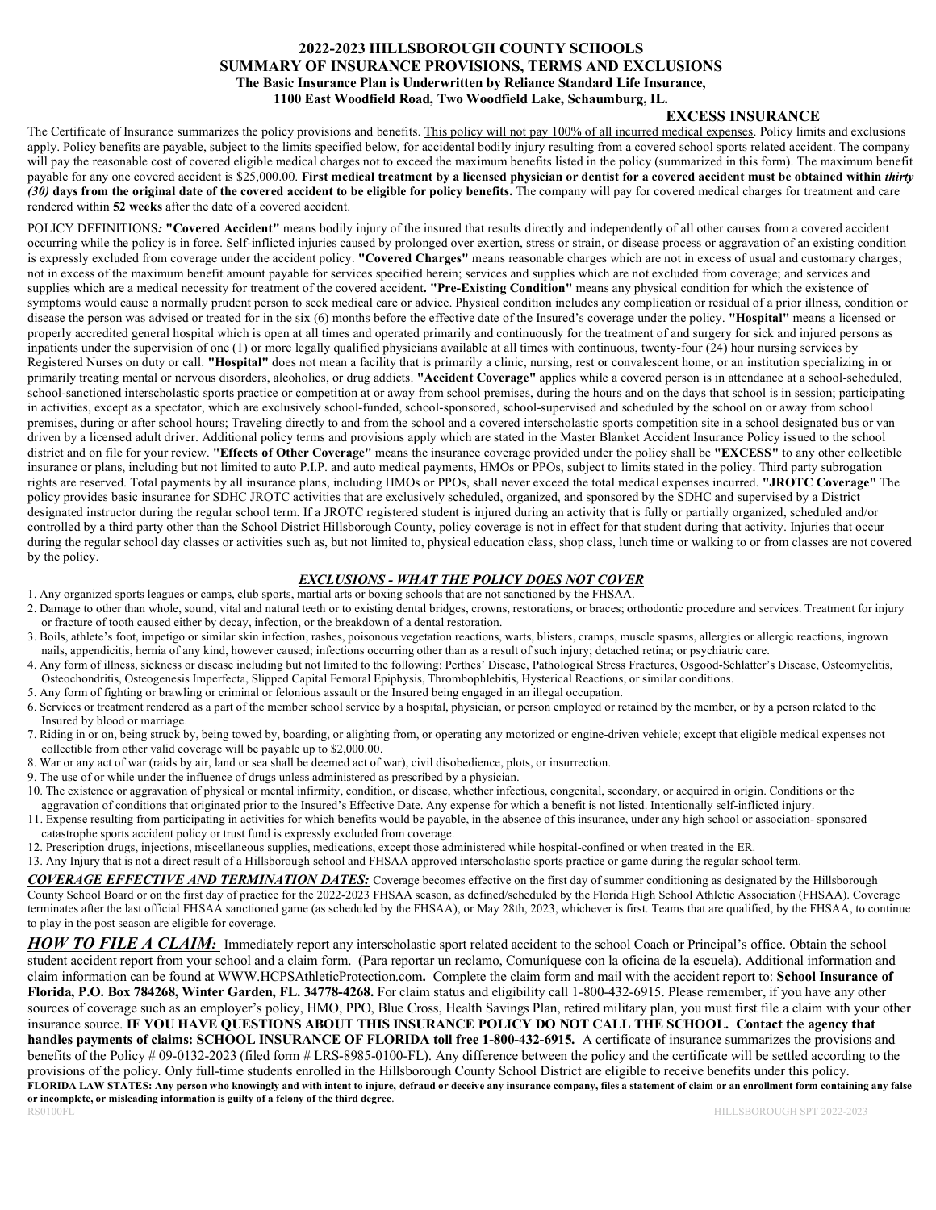# 2022-2023 HILLSBOROUGH COUNTY SCHOOLS
# SUMMARY OF INSURANCE PROVISIONS, TERMS AND EXCLUSIONS

**The Basic Insurance Plan is Underwritten by Reliance Standard Life Insurance, 1100 East Woodfield Road, Two Woodfield Lake, Schaumburg, IL.**

## EXCESS INSURANCE

The Certificate of Insurance summarizes the policy provisions and benefits. This policy will not pay 100% of all incurred medical expenses. Policy limits and exclusions apply. Policy benefits are payable, subject to the limits specified below, for accidental bodily injury resulting from a covered school sports related accident. The company will pay the reasonable cost of covered eligible medical charges not to exceed the maximum benefits listed in the policy (summarized in this form). The maximum benefit payable for any one covered accident is $25,000.00. **First medical treatment by a licensed physician or dentist for a covered accident must be obtained within *thirty (30)* days from the original date of the covered accident to be eligible for policy benefits.** The company will pay for covered medical charges for treatment and care rendered within **52 weeks** after the date of a covered accident.

POLICY DEFINITIONS***:*** **"Covered Accident"** means bodily injury of the insured that results directly and independently of all other causes from a covered accident occurring while the policy is in force. Self-inflicted injuries caused by prolonged over exertion, stress or strain, or disease process or aggravation of an existing condition is expressly excluded from coverage under the accident policy. **"Covered Charges"** means reasonable charges which are not in excess of usual and customary charges; not in excess of the maximum benefit amount payable for services specified herein; services and supplies which are not excluded from coverage; and services and supplies which are a medical necessity for treatment of the covered accident**. "Pre-Existing Condition"** means any physical condition for which the existence of symptoms would cause a normally prudent person to seek medical care or advice. Physical condition includes any complication or residual of a prior illness, condition or disease the person was advised or treated for in the six (6) months before the effective date of the Insured's coverage under the policy. **"Hospital"** means a licensed or properly accredited general hospital which is open at all times and operated primarily and continuously for the treatment of and surgery for sick and injured persons as inpatients under the supervision of one (1) or more legally qualified physicians available at all times with continuous, twenty-four (24) hour nursing services by Registered Nurses on duty or call. **"Hospital"** does not mean a facility that is primarily a clinic, nursing, rest or convalescent home, or an institution specializing in or primarily treating mental or nervous disorders, alcoholics, or drug addicts. **"Accident Coverage"** applies while a covered person is in attendance at a school-scheduled, school-sanctioned interscholastic sports practice or competition at or away from school premises, during the hours and on the days that school is in session; participating in activities, except as a spectator, which are exclusively school-funded, school-sponsored, school-supervised and scheduled by the school on or away from school premises, during or after school hours; Traveling directly to and from the school and a covered interscholastic sports competition site in a school designated bus or van driven by a licensed adult driver. Additional policy terms and provisions apply which are stated in the Master Blanket Accident Insurance Policy issued to the school district and on file for your review. **"Effects of Other Coverage"** means the insurance coverage provided under the policy shall be **"EXCESS"** to any other collectible insurance or plans, including but not limited to auto P.I.P. and auto medical payments, HMOs or PPOs, subject to limits stated in the policy. Third party subrogation rights are reserved. Total payments by all insurance plans, including HMOs or PPOs, shall never exceed the total medical expenses incurred. **"JROTC Coverage"** The policy provides basic insurance for SDHC JROTC activities that are exclusively scheduled, organized, and sponsored by the SDHC and supervised by a District designated instructor during the regular school term. If a JROTC registered student is injured during an activity that is fully or partially organized, scheduled and/or controlled by a third party other than the School District Hillsborough County, policy coverage is not in effect for that student during that activity. Injuries that occur during the regular school day classes or activities such as, but not limited to, physical education class, shop class, lunch time or walking to or from classes are not covered by the policy.

## ***EXCLUSIONS - WHAT THE POLICY DOES NOT COVER***

1. Any organized sports leagues or camps, club sports, martial arts or boxing schools that are not sanctioned by the FHSAA.
2. Damage to other than whole, sound, vital and natural teeth or to existing dental bridges, crowns, restorations, or braces; orthodontic procedure and services. Treatment for injury or fracture of tooth caused either by decay, infection, or the breakdown of a dental restoration.
3. Boils, athlete's foot, impetigo or similar skin infection, rashes, poisonous vegetation reactions, warts, blisters, cramps, muscle spasms, allergies or allergic reactions, ingrown nails, appendicitis, hernia of any kind, however caused; infections occurring other than as a result of such injury; detached retina; or psychiatric care.
4. Any form of illness, sickness or disease including but not limited to the following: Perthes' Disease, Pathological Stress Fractures, Osgood-Schlatter's Disease, Osteomyelitis, Osteochondritis, Osteogenesis Imperfecta, Slipped Capital Femoral Epiphysis, Thrombophlebitis, Hysterical Reactions, or similar conditions.
5. Any form of fighting or brawling or criminal or felonious assault or the Insured being engaged in an illegal occupation.
6. Services or treatment rendered as a part of the member school service by a hospital, physician, or person employed or retained by the member, or by a person related to the Insured by blood or marriage.
7. Riding in or on, being struck by, being towed by, boarding, or alighting from, or operating any motorized or engine-driven vehicle; except that eligible medical expenses not collectible from other valid coverage will be payable up to $2,000.00.
8. War or any act of war (raids by air, land or sea shall be deemed act of war), civil disobedience, plots, or insurrection.
9. The use of or while under the influence of drugs unless administered as prescribed by a physician.
10. The existence or aggravation of physical or mental infirmity, condition, or disease, whether infectious, congenital, secondary, or acquired in origin. Conditions or the aggravation of conditions that originated prior to the Insured's Effective Date. Any expense for which a benefit is not listed. Intentionally self-inflicted injury.
11. Expense resulting from participating in activities for which benefits would be payable, in the absence of this insurance, under any high school or association- sponsored catastrophe sports accident policy or trust fund is expressly excluded from coverage.
12. Prescription drugs, injections, miscellaneous supplies, medications, except those administered while hospital-confined or when treated in the ER.
13. Any Injury that is not a direct result of a Hillsborough school and FHSAA approved interscholastic sports practice or game during the regular school term.

***COVERAGE EFFECTIVE AND TERMINATION DATES:*** Coverage becomes effective on the first day of summer conditioning as designated by the Hillsborough County School Board or on the first day of practice for the 2022-2023 FHSAA season, as defined/scheduled by the Florida High School Athletic Association (FHSAA). Coverage terminates after the last official FHSAA sanctioned game (as scheduled by the FHSAA), or May 28th, 2023, whichever is first. Teams that are qualified, by the FHSAA, to continue to play in the post season are eligible for coverage.

***HOW TO FILE A CLAIM:*** Immediately report any interscholastic sport related accident to the school Coach or Principal's office. Obtain the school student accident report from your school and a claim form. (Para reportar un reclamo, Comuníquese con la oficina de la escuela). Additional information and claim information can be found at WWW.HCPSAthleticProtection.com**.** Complete the claim form and mail with the accident report to: **School Insurance of Florida, P.O. Box 784268, Winter Garden, FL. 34778-4268.** For claim status and eligibility call 1-800-432-6915. Please remember, if you have any other sources of coverage such as an employer's policy, HMO, PPO, Blue Cross, Health Savings Plan, retired military plan, you must first file a claim with your other insurance source. **IF YOU HAVE QUESTIONS ABOUT THIS INSURANCE POLICY DO NOT CALL THE SCHOOL. Contact the agency that handles payments of claims: SCHOOL INSURANCE OF FLORIDA toll free 1-800-432-6915.** A certificate of insurance summarizes the provisions and benefits of the Policy # 09-0132-2023 (filed form # LRS-8985-0100-FL). Any difference between the policy and the certificate will be settled according to the provisions of the policy. Only full-time students enrolled in the Hillsborough County School District are eligible to receive benefits under this policy.

**FLORIDA LAW STATES: Any person who knowingly and with intent to injure, defraud or deceive any insurance company, files a statement of claim or an enrollment form containing any false or incomplete, or misleading information is guilty of a felony of the third degree**.

RS0100FL HILLSBOROUGH SPT 2022-2023